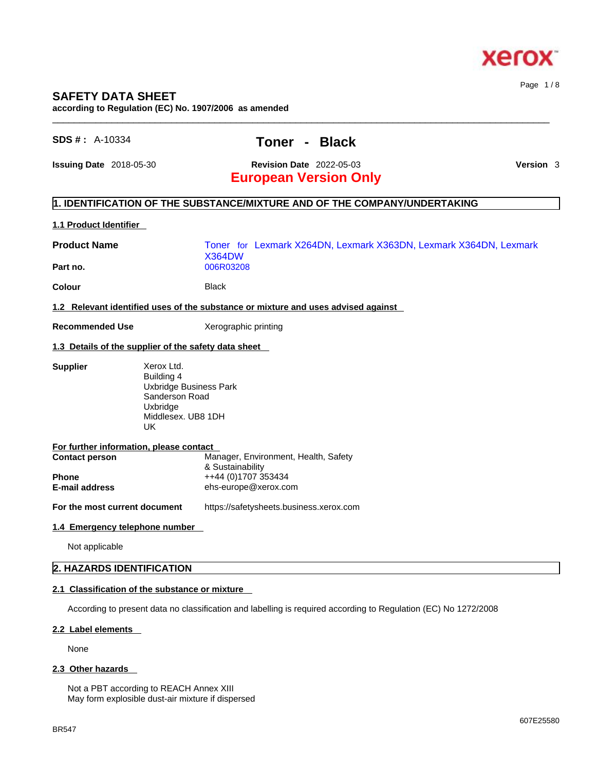# SAFETY DATA SHEET

**according to Regulation (EC) No. 1907/2006 as amended**

**SDS # :** A-10334

## Toner - Black

**Issuing Date** 2018-05-30 **Revision Date** 2022-05-03 **Version** 3

**European Version Only**

## 1. IDENTIFICATION OF THE SUBSTANCE/MIXTURE AND OF THE COMPANY/UNDERTAKING

### 1.1 Product Identifier

**Product Name** Toner for Lexmark X264DN, Lexmark X363DN, Lexmark X364DN, Lexmark X364DW

**Part no.** 006R03208

**Colour** Black

### 1.2 Relevant identified uses of the substance or mixture and uses advised against

**Recommended Use** Xerographic printing

### 1.3 Details of the supplier of the safety data sheet

**Supplier**
Xerox Ltd.
Building 4
Uxbridge Business Park
Sanderson Road
Uxbridge
Middlesex. UB8 1DH
UK

**For further information, please contact**

**Contact person** Manager, Environment, Health, Safety & Sustainability

**Phone** ++44 (0)1707 353434

**E-mail address** ehs-europe@xerox.com

**For the most current document** https://safetysheets.business.xerox.com

### 1.4 Emergency telephone number

Not applicable

## 2. HAZARDS IDENTIFICATION

### 2.1 Classification of the substance or mixture

According to present data no classification and labelling is required according to Regulation (EC) No 1272/2008

### 2.2 Label elements

None

### 2.3 Other hazards

Not a PBT according to REACH Annex XIII
May form explosible dust-air mixture if dispersed

BR547

607E25580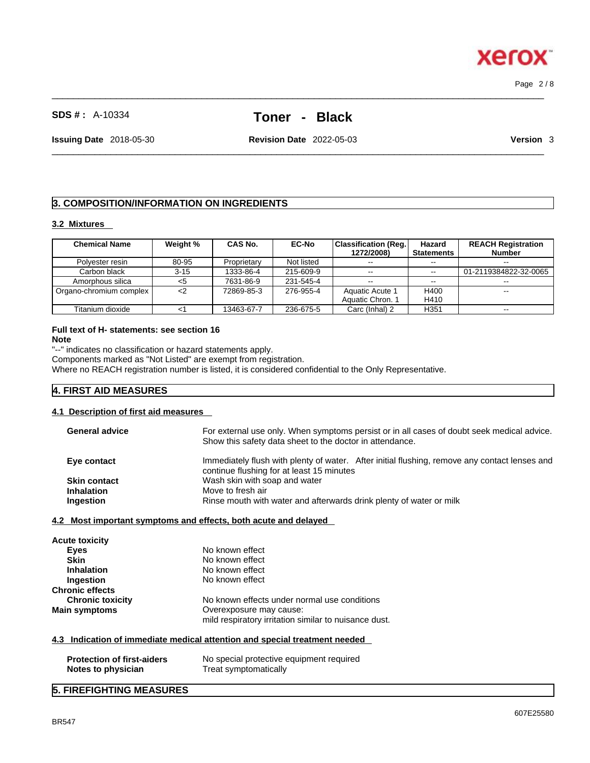## 3. COMPOSITION/INFORMATION ON INGREDIENTS

### 3.2 Mixtures

| Chemical Name | Weight % | CAS No. | EC-No | Classification (Reg. 1272/2008) | Hazard Statements | REACH Registration Number |
|---|---|---|---|---|---|---|
| Polyester resin | 80-95 | Proprietary | Not listed | -- | -- | -- |
| Carbon black | 3-15 | 1333-86-4 | 215-609-9 | -- | -- | 01-2119384822-32-0065 |
| Amorphous silica | <5 | 7631-86-9 | 231-545-4 | -- | -- | -- |
| Organo-chromium complex | <2 | 72869-85-3 | 276-955-4 | Aquatic Acute 1<br>Aquatic Chron. 1 | H400<br>H410 | -- |
| Titanium dioxide | <1 | 13463-67-7 | 236-675-5 | Carc (Inhal) 2 | H351 | -- |

**Full text of H- statements: see section 16**

**Note**

"--" indicates no classification or hazard statements apply.
Components marked as "Not Listed" are exempt from registration.
Where no REACH registration number is listed, it is considered confidential to the Only Representative.

## 4. FIRST AID MEASURES

### 4.1 Description of first aid measures

**General advice** For external use only. When symptoms persist or in all cases of doubt seek medical advice. Show this safety data sheet to the doctor in attendance.

**Eye contact** Immediately flush with plenty of water. After initial flushing, remove any contact lenses and continue flushing for at least 15 minutes

**Skin contact** Wash skin with soap and water

**Inhalation** Move to fresh air

**Ingestion** Rinse mouth with water and afterwards drink plenty of water or milk

### 4.2 Most important symptoms and effects, both acute and delayed

**Acute toxicity**

**Eyes** No known effect
**Skin** No known effect
**Inhalation** No known effect
**Ingestion** No known effect

**Chronic effects**

**Chronic toxicity** No known effects under normal use conditions

**Main symptoms** Overexposure may cause:
mild respiratory irritation similar to nuisance dust.

### 4.3 Indication of immediate medical attention and special treatment needed

**Protection of first-aiders** No special protective equipment required
**Notes to physician** Treat symptomatically

## 5. FIREFIGHTING MEASURES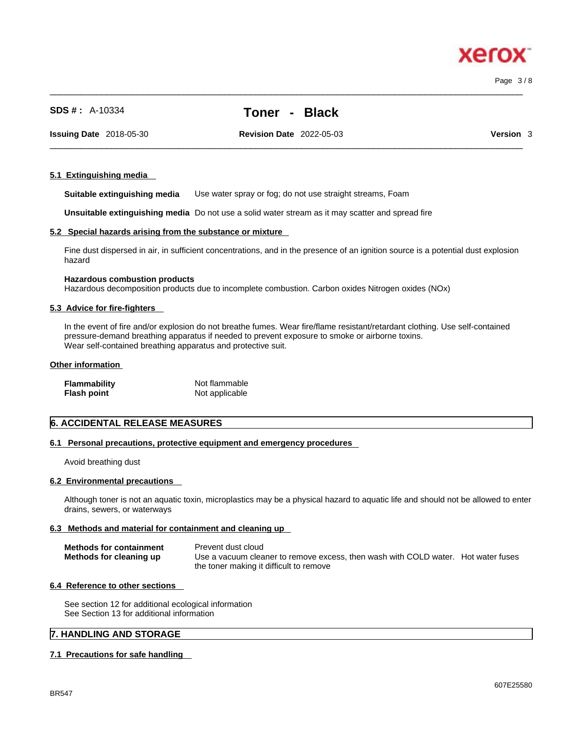#### 5.1 Extinguishing media

**Suitable extinguishing media** Use water spray or fog; do not use straight streams, Foam

**Unsuitable extinguishing media** Do not use a solid water stream as it may scatter and spread fire

#### 5.2 Special hazards arising from the substance or mixture

Fine dust dispersed in air, in sufficient concentrations, and in the presence of an ignition source is a potential dust explosion hazard

**Hazardous combustion products**
Hazardous decomposition products due to incomplete combustion. Carbon oxides Nitrogen oxides (NOx)

#### 5.3 Advice for fire-fighters

In the event of fire and/or explosion do not breathe fumes. Wear fire/flame resistant/retardant clothing. Use self-contained pressure-demand breathing apparatus if needed to prevent exposure to smoke or airborne toxins.
Wear self-contained breathing apparatus and protective suit.

#### Other information

| | |
|---|---|
| **Flammability** | Not flammable |
| **Flash point** | Not applicable |

## 6. ACCIDENTAL RELEASE MEASURES

#### 6.1 Personal precautions, protective equipment and emergency procedures

Avoid breathing dust

#### 6.2 Environmental precautions

Although toner is not an aquatic toxin, microplastics may be a physical hazard to aquatic life and should not be allowed to enter drains, sewers, or waterways

#### 6.3 Methods and material for containment and cleaning up

| | |
|---|---|
| **Methods for containment** | Prevent dust cloud |
| **Methods for cleaning up** | Use a vacuum cleaner to remove excess, then wash with COLD water. Hot water fuses the toner making it difficult to remove |

#### 6.4 Reference to other sections

See section 12 for additional ecological information
See Section 13 for additional information

## 7. HANDLING AND STORAGE

#### 7.1 Precautions for safe handling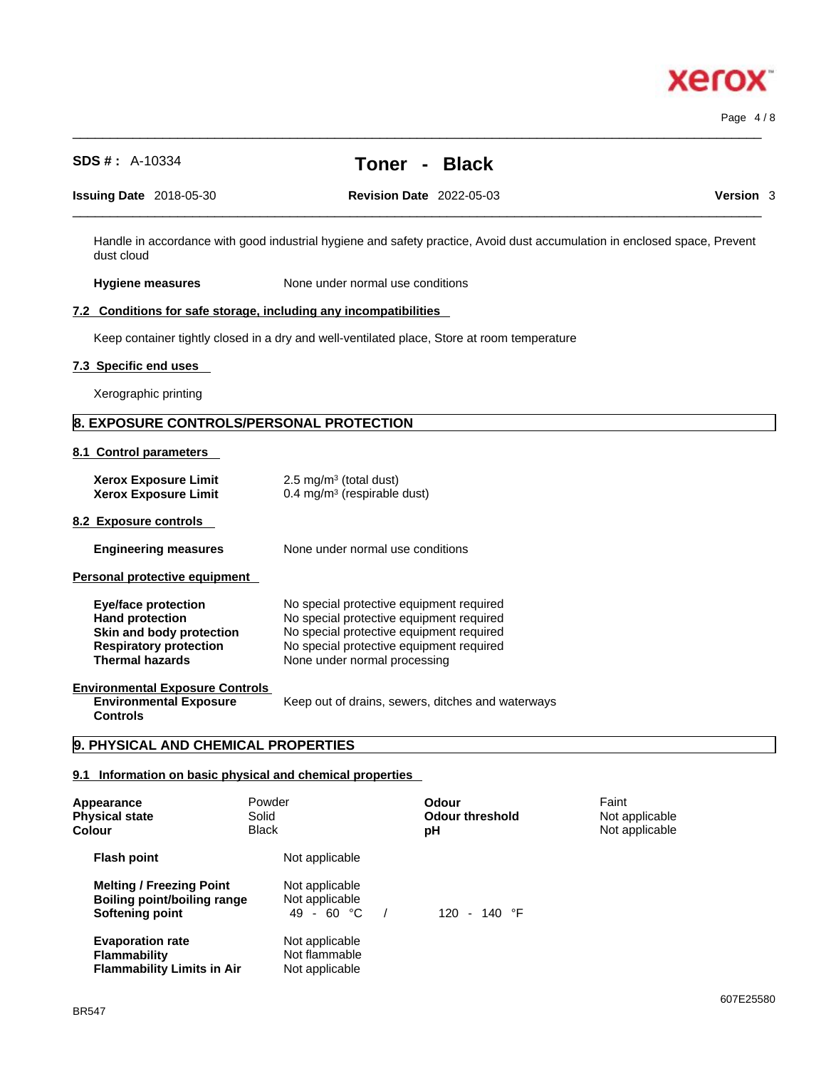Handle in accordance with good industrial hygiene and safety practice, Avoid dust accumulation in enclosed space, Prevent dust cloud

**Hygiene measures** None under normal use conditions

### 7.2 Conditions for safe storage, including any incompatibilities

Keep container tightly closed in a dry and well-ventilated place, Store at room temperature

### 7.3 Specific end uses

Xerographic printing

## 8. EXPOSURE CONTROLS/PERSONAL PROTECTION

### 8.1 Control parameters

| | |
|---|---|
| **Xerox Exposure Limit** | 2.5 mg/m³ (total dust) |
| **Xerox Exposure Limit** | 0.4 mg/m³ (respirable dust) |

### 8.2 Exposure controls

**Engineering measures** None under normal use conditions

**Personal protective equipment**

| | |
|---|---|
| **Eye/face protection** | No special protective equipment required |
| **Hand protection** | No special protective equipment required |
| **Skin and body protection** | No special protective equipment required |
| **Respiratory protection** | No special protective equipment required |
| **Thermal hazards** | None under normal processing |

**Environmental Exposure Controls**

**Environmental Exposure Controls** Keep out of drains, sewers, ditches and waterways

## 9. PHYSICAL AND CHEMICAL PROPERTIES

### 9.1 Information on basic physical and chemical properties

| | | | |
|---|---|---|---|
| **Appearance** | Powder | **Odour** | Faint |
| **Physical state** | Solid | **Odour threshold** | Not applicable |
| **Colour** | Black | **pH** | Not applicable |

| | |
|---|---|
| **Flash point** | Not applicable |
| **Melting / Freezing Point** | Not applicable |
| **Boiling point/boiling range** | Not applicable |
| **Softening point** | 49 - 60 °C / 120 - 140 °F |
| **Evaporation rate** | Not applicable |
| **Flammability** | Not flammable |
| **Flammability Limits in Air** | Not applicable |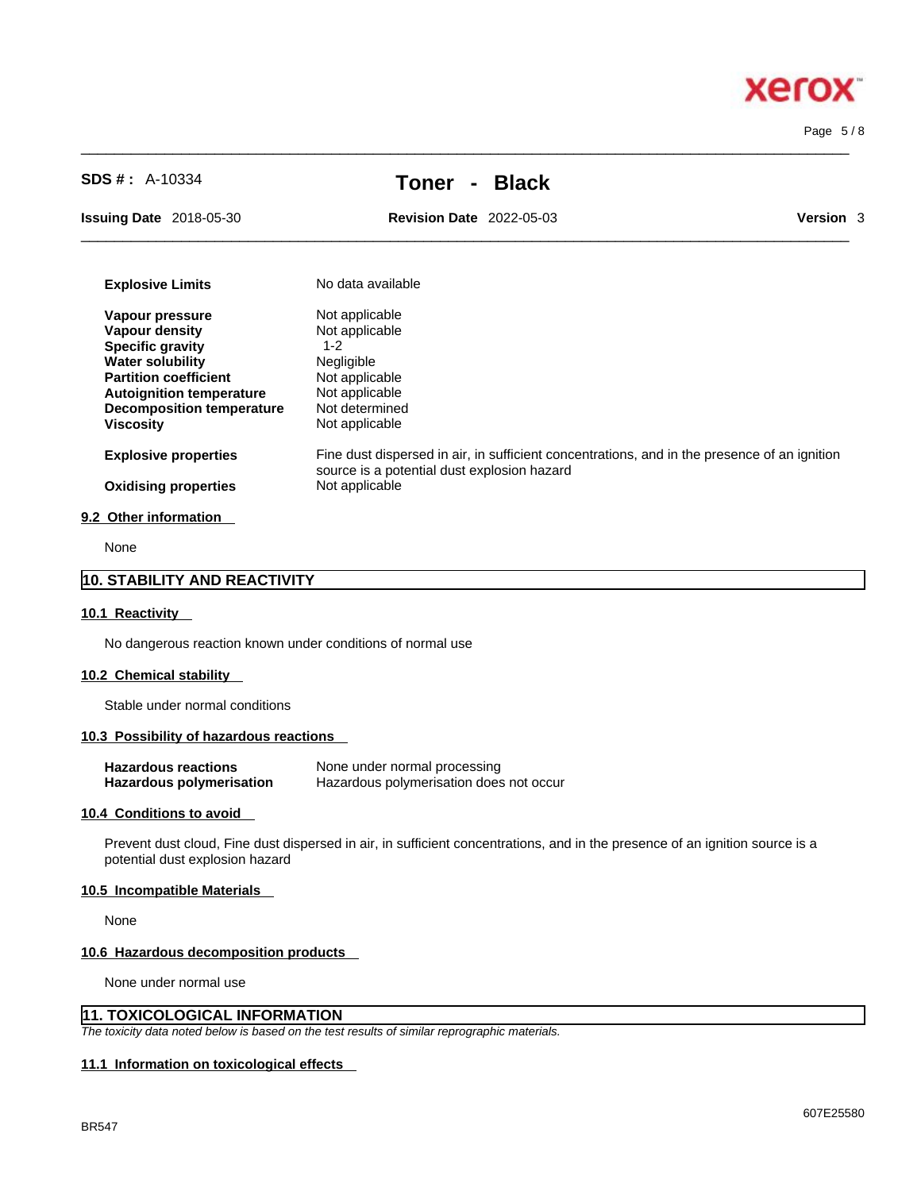| | |
|---|---|
| **Explosive Limits** | No data available |
| **Vapour pressure** | Not applicable |
| **Vapour density** | Not applicable |
| **Specific gravity** | 1-2 |
| **Water solubility** | Negligible |
| **Partition coefficient** | Not applicable |
| **Autoignition temperature** | Not applicable |
| **Decomposition temperature** | Not determined |
| **Viscosity** | Not applicable |
| **Explosive properties** | Fine dust dispersed in air, in sufficient concentrations, and in the presence of an ignition source is a potential dust explosion hazard |
| **Oxidising properties** | Not applicable |

### 9.2 Other information

None

## 10. STABILITY AND REACTIVITY

### 10.1 Reactivity

No dangerous reaction known under conditions of normal use

### 10.2 Chemical stability

Stable under normal conditions

### 10.3 Possibility of hazardous reactions

| | |
|---|---|
| **Hazardous reactions** | None under normal processing |
| **Hazardous polymerisation** | Hazardous polymerisation does not occur |

### 10.4 Conditions to avoid

Prevent dust cloud, Fine dust dispersed in air, in sufficient concentrations, and in the presence of an ignition source is a potential dust explosion hazard

### 10.5 Incompatible Materials

None

### 10.6 Hazardous decomposition products

None under normal use

## 11. TOXICOLOGICAL INFORMATION

*The toxicity data noted below is based on the test results of similar reprographic materials.*

### 11.1 Information on toxicological effects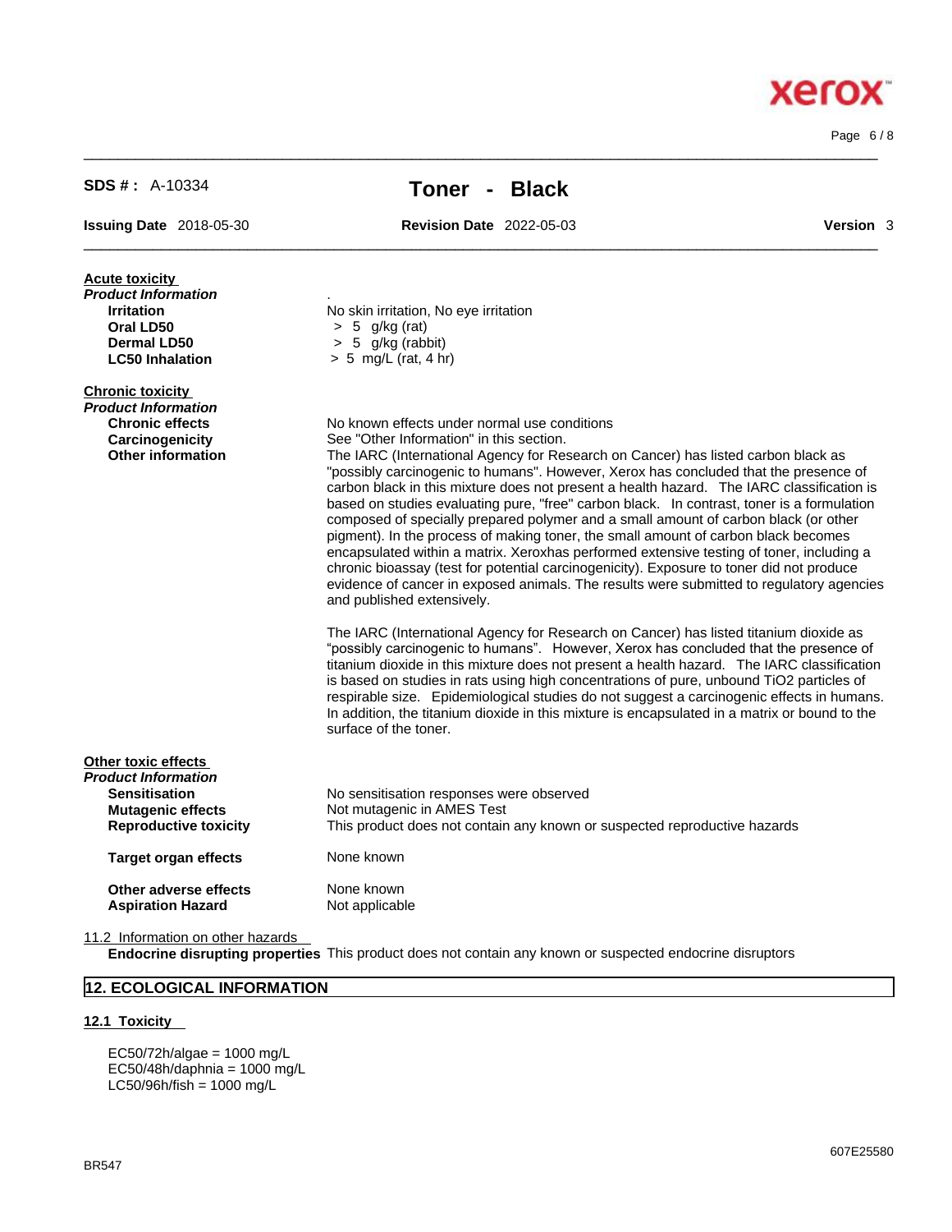**Acute toxicity**

***Product Information***

| | |
|---|---|
| **Irritation** | No skin irritation, No eye irritation |
| **Oral LD50** | > 5 g/kg (rat) |
| **Dermal LD50** | > 5 g/kg (rabbit) |
| **LC50 Inhalation** | > 5 mg/L (rat, 4 hr) |

**Chronic toxicity**

***Product Information***

**Chronic effects** No known effects under normal use conditions

**Carcinogenicity** See "Other Information" in this section.

**Other information** The IARC (International Agency for Research on Cancer) has listed carbon black as "possibly carcinogenic to humans". However, Xerox has concluded that the presence of carbon black in this mixture does not present a health hazard. The IARC classification is based on studies evaluating pure, "free" carbon black. In contrast, toner is a formulation composed of specially prepared polymer and a small amount of carbon black (or other pigment). In the process of making toner, the small amount of carbon black becomes encapsulated within a matrix. Xeroxhas performed extensive testing of toner, including a chronic bioassay (test for potential carcinogenicity). Exposure to toner did not produce evidence of cancer in exposed animals. The results were submitted to regulatory agencies and published extensively.

The IARC (International Agency for Research on Cancer) has listed titanium dioxide as "possibly carcinogenic to humans". However, Xerox has concluded that the presence of titanium dioxide in this mixture does not present a health hazard. The IARC classification is based on studies in rats using high concentrations of pure, unbound $TiO_2$ particles of respirable size. Epidemiological studies do not suggest a carcinogenic effects in humans. In addition, the titanium dioxide in this mixture is encapsulated in a matrix or bound to the surface of the toner.

**Other toxic effects**

***Product Information***

| | |
|---|---|
| **Sensitisation** | No sensitisation responses were observed |
| **Mutagenic effects** | Not mutagenic in AMES Test |
| **Reproductive toxicity** | This product does not contain any known or suspected reproductive hazards |
| **Target organ effects** | None known |
| **Other adverse effects** | None known |
| **Aspiration Hazard** | Not applicable |

11.2 Information on other hazards

**Endocrine disrupting properties** This product does not contain any known or suspected endocrine disruptors

## 12. ECOLOGICAL INFORMATION

### 12.1 Toxicity

EC50/72h/algae = 1000 mg/L
EC50/48h/daphnia = 1000 mg/L
LC50/96h/fish = 1000 mg/L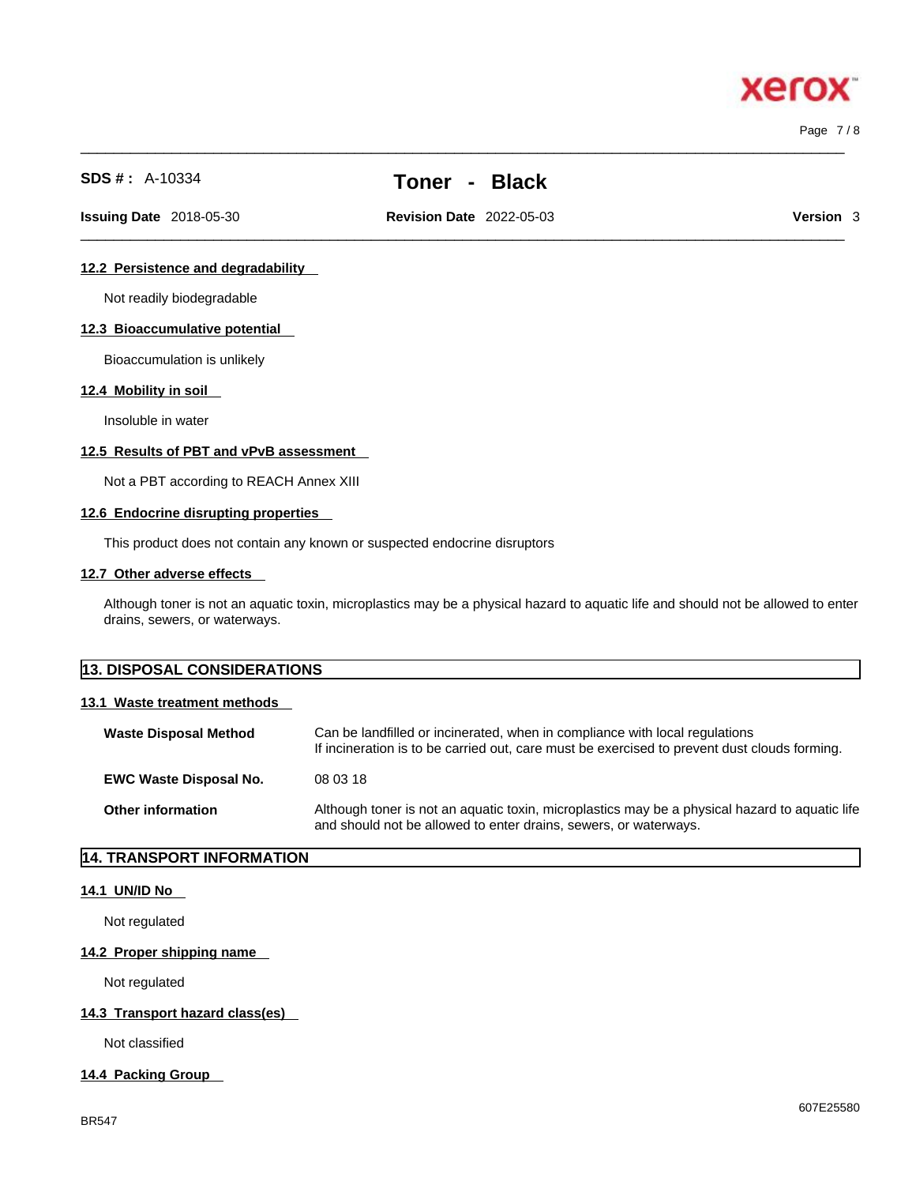#### 12.2 Persistence and degradability

Not readily biodegradable

#### 12.3 Bioaccumulative potential

Bioaccumulation is unlikely

#### 12.4 Mobility in soil

Insoluble in water

#### 12.5 Results of PBT and vPvB assessment

Not a PBT according to REACH Annex XIII

#### 12.6 Endocrine disrupting properties

This product does not contain any known or suspected endocrine disruptors

#### 12.7 Other adverse effects

Although toner is not an aquatic toxin, microplastics may be a physical hazard to aquatic life and should not be allowed to enter drains, sewers, or waterways.

## 13. DISPOSAL CONSIDERATIONS

#### 13.1 Waste treatment methods

| | |
|---|---|
| **Waste Disposal Method** | Can be landfilled or incinerated, when in compliance with local regulations<br>If incineration is to be carried out, care must be exercised to prevent dust clouds forming. |
| **EWC Waste Disposal No.** | 08 03 18 |
| **Other information** | Although toner is not an aquatic toxin, microplastics may be a physical hazard to aquatic life and should not be allowed to enter drains, sewers, or waterways. |

## 14. TRANSPORT INFORMATION

#### 14.1 UN/ID No

Not regulated

#### 14.2 Proper shipping name

Not regulated

#### 14.3 Transport hazard class(es)

Not classified

#### 14.4 Packing Group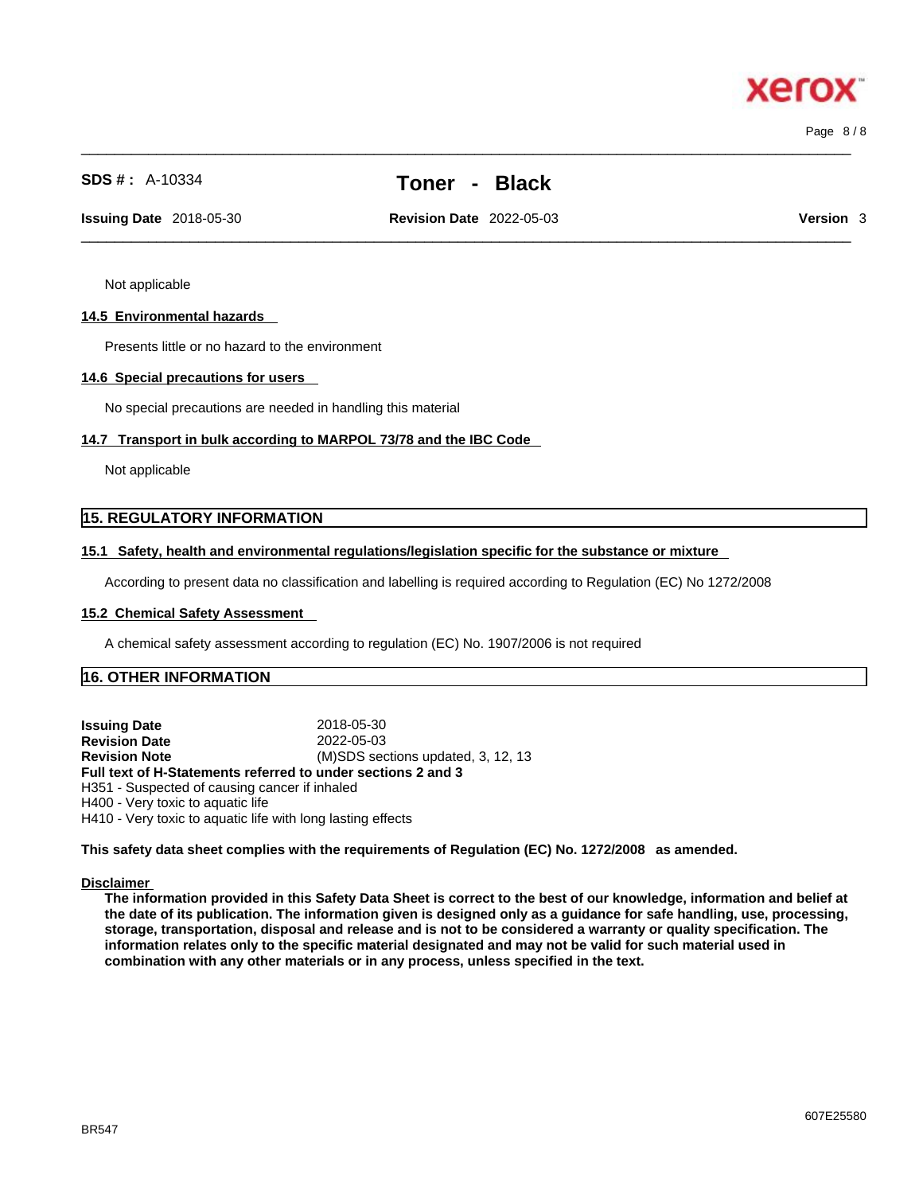Not applicable

### 14.5 Environmental hazards

Presents little or no hazard to the environment

### 14.6 Special precautions for users

No special precautions are needed in handling this material

### 14.7 Transport in bulk according to MARPOL 73/78 and the IBC Code

Not applicable

## 15. REGULATORY INFORMATION

### 15.1 Safety, health and environmental regulations/legislation specific for the substance or mixture

According to present data no classification and labelling is required according to Regulation (EC) No 1272/2008

### 15.2 Chemical Safety Assessment

A chemical safety assessment according to regulation (EC) No. 1907/2006 is not required

## 16. OTHER INFORMATION

**Issuing Date** 2018-05-30
**Revision Date** 2022-05-03
**Revision Note** (M)SDS sections updated, 3, 12, 13
**Full text of H-Statements referred to under sections 2 and 3**
H351 - Suspected of causing cancer if inhaled
H400 - Very toxic to aquatic life
H410 - Very toxic to aquatic life with long lasting effects

**This safety data sheet complies with the requirements of Regulation (EC) No. 1272/2008 as amended.**

**Disclaimer**

**The information provided in this Safety Data Sheet is correct to the best of our knowledge, information and belief at the date of its publication. The information given is designed only as a guidance for safe handling, use, processing, storage, transportation, disposal and release and is not to be considered a warranty or quality specification. The information relates only to the specific material designated and may not be valid for such material used in combination with any other materials or in any process, unless specified in the text.**